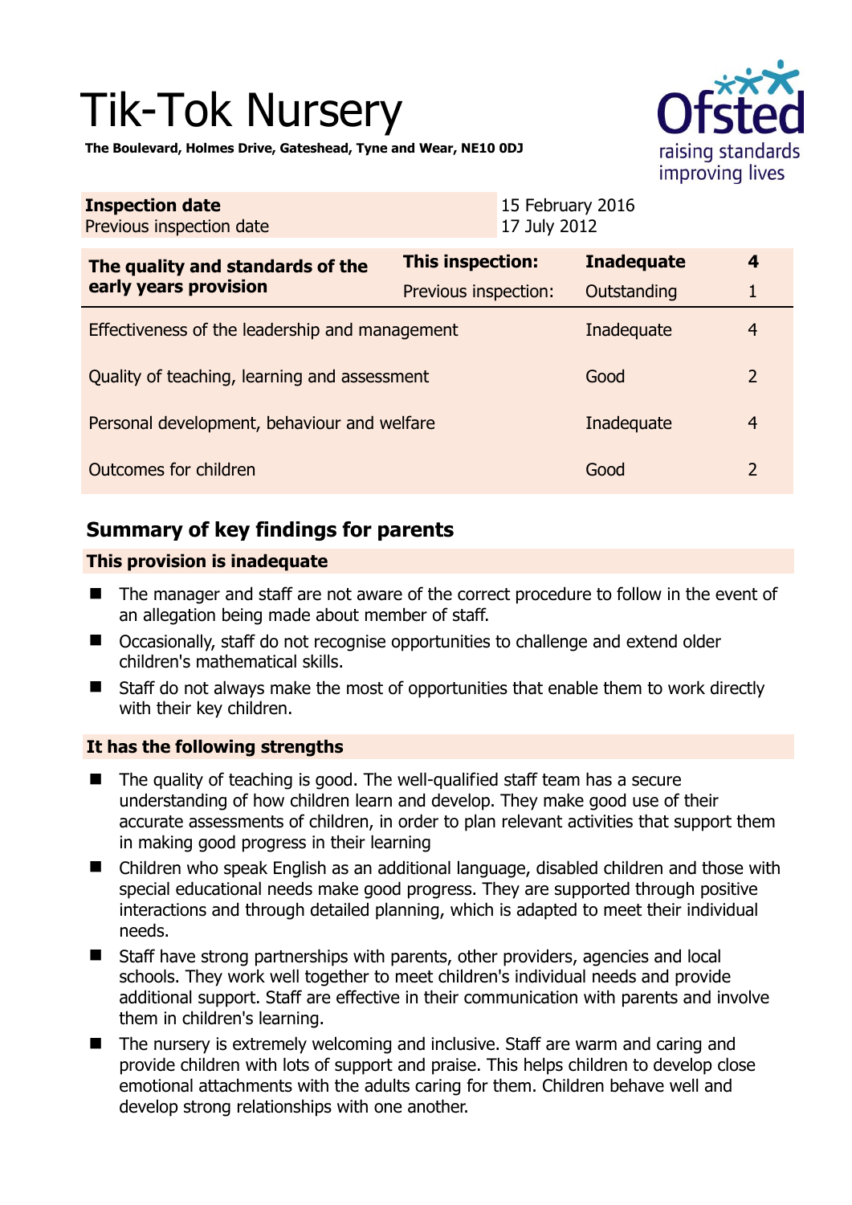# Tik-Tok Nursery

**The Boulevard, Holmes Drive, Gateshead, Tyne and Wear, NE10 0DJ**

| **Inspection date** | 15 February 2016 |
|---|---|
| Previous inspection date | 17 July 2012 |

| **The quality and standards of the early years provision** | **This inspection:** | **Inadequate** | **4** |
|---|---|---|---|
| | Previous inspection: | Outstanding | 1 |
| Effectiveness of the leadership and management | | Inadequate | 4 |
| Quality of teaching, learning and assessment | | Good | 2 |
| Personal development, behaviour and welfare | | Inadequate | 4 |
| Outcomes for children | | Good | 2 |

## Summary of key findings for parents

**This provision is inadequate**

- The manager and staff are not aware of the correct procedure to follow in the event of an allegation being made about member of staff.
- Occasionally, staff do not recognise opportunities to challenge and extend older children's mathematical skills.
- Staff do not always make the most of opportunities that enable them to work directly with their key children.

**It has the following strengths**

- The quality of teaching is good. The well-qualified staff team has a secure understanding of how children learn and develop. They make good use of their accurate assessments of children, in order to plan relevant activities that support them in making good progress in their learning
- Children who speak English as an additional language, disabled children and those with special educational needs make good progress. They are supported through positive interactions and through detailed planning, which is adapted to meet their individual needs.
- Staff have strong partnerships with parents, other providers, agencies and local schools. They work well together to meet children's individual needs and provide additional support. Staff are effective in their communication with parents and involve them in children's learning.
- The nursery is extremely welcoming and inclusive. Staff are warm and caring and provide children with lots of support and praise. This helps children to develop close emotional attachments with the adults caring for them. Children behave well and develop strong relationships with one another.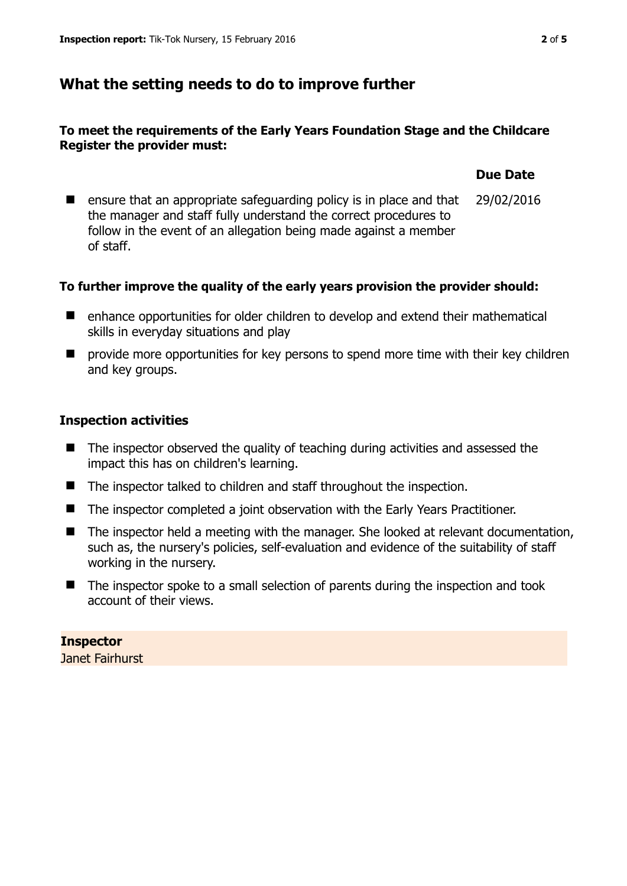## What the setting needs to do to improve further

**To meet the requirements of the Early Years Foundation Stage and the Childcare Register the provider must:**

| | Due Date |
|---|---|
| ensure that an appropriate safeguarding policy is in place and that the manager and staff fully understand the correct procedures to follow in the event of an allegation being made against a member of staff. | 29/02/2016 |

**To further improve the quality of the early years provision the provider should:**

- enhance opportunities for older children to develop and extend their mathematical skills in everyday situations and play
- provide more opportunities for key persons to spend more time with their key children and key groups.

### Inspection activities

- The inspector observed the quality of teaching during activities and assessed the impact this has on children's learning.
- The inspector talked to children and staff throughout the inspection.
- The inspector completed a joint observation with the Early Years Practitioner.
- The inspector held a meeting with the manager. She looked at relevant documentation, such as, the nursery's policies, self-evaluation and evidence of the suitability of staff working in the nursery.
- The inspector spoke to a small selection of parents during the inspection and took account of their views.

**Inspector**
Janet Fairhurst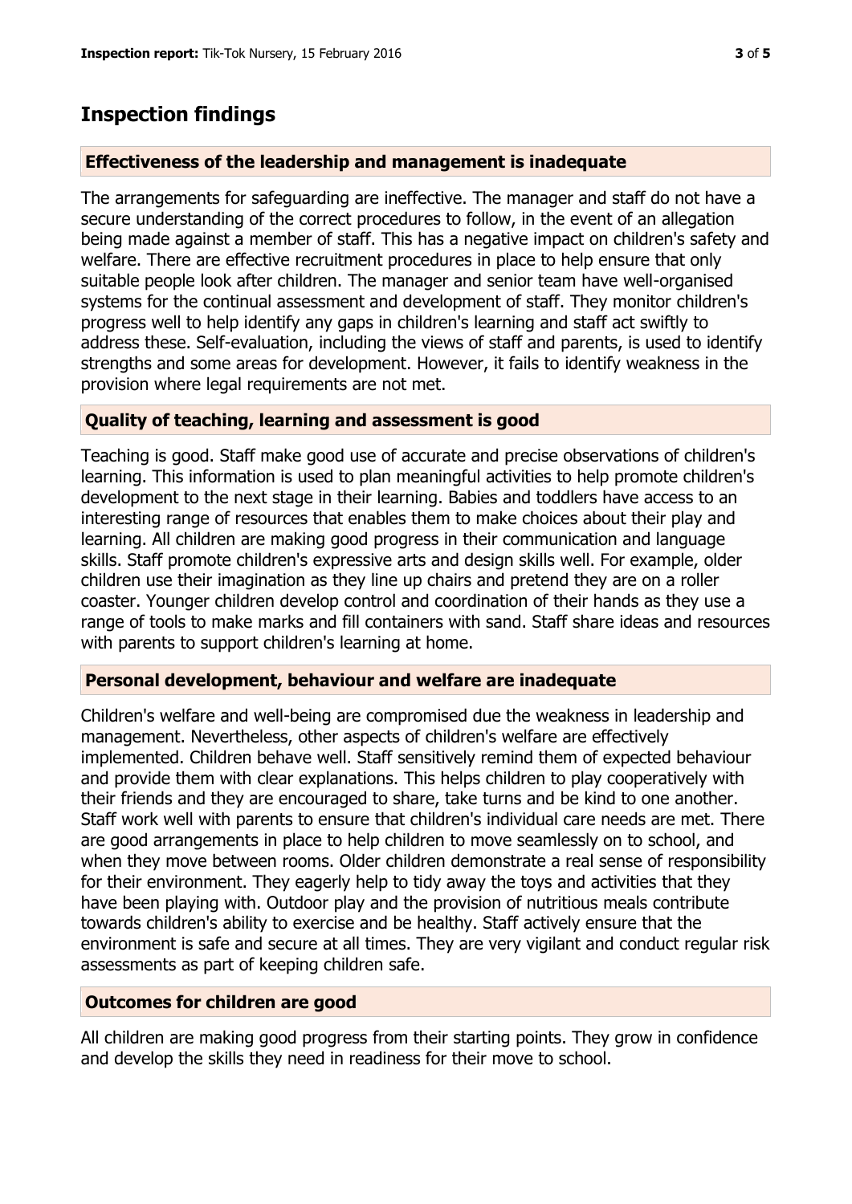## Inspection findings

### Effectiveness of the leadership and management is inadequate

The arrangements for safeguarding are ineffective. The manager and staff do not have a secure understanding of the correct procedures to follow, in the event of an allegation being made against a member of staff. This has a negative impact on children's safety and welfare. There are effective recruitment procedures in place to help ensure that only suitable people look after children. The manager and senior team have well-organised systems for the continual assessment and development of staff. They monitor children's progress well to help identify any gaps in children's learning and staff act swiftly to address these. Self-evaluation, including the views of staff and parents, is used to identify strengths and some areas for development. However, it fails to identify weakness in the provision where legal requirements are not met.

### Quality of teaching, learning and assessment is good

Teaching is good. Staff make good use of accurate and precise observations of children's learning. This information is used to plan meaningful activities to help promote children's development to the next stage in their learning. Babies and toddlers have access to an interesting range of resources that enables them to make choices about their play and learning. All children are making good progress in their communication and language skills. Staff promote children's expressive arts and design skills well. For example, older children use their imagination as they line up chairs and pretend they are on a roller coaster. Younger children develop control and coordination of their hands as they use a range of tools to make marks and fill containers with sand. Staff share ideas and resources with parents to support children's learning at home.

### Personal development, behaviour and welfare are inadequate

Children's welfare and well-being are compromised due the weakness in leadership and management. Nevertheless, other aspects of children's welfare are effectively implemented. Children behave well. Staff sensitively remind them of expected behaviour and provide them with clear explanations. This helps children to play cooperatively with their friends and they are encouraged to share, take turns and be kind to one another. Staff work well with parents to ensure that children's individual care needs are met. There are good arrangements in place to help children to move seamlessly on to school, and when they move between rooms. Older children demonstrate a real sense of responsibility for their environment. They eagerly help to tidy away the toys and activities that they have been playing with. Outdoor play and the provision of nutritious meals contribute towards children's ability to exercise and be healthy. Staff actively ensure that the environment is safe and secure at all times. They are very vigilant and conduct regular risk assessments as part of keeping children safe.

### Outcomes for children are good

All children are making good progress from their starting points. They grow in confidence and develop the skills they need in readiness for their move to school.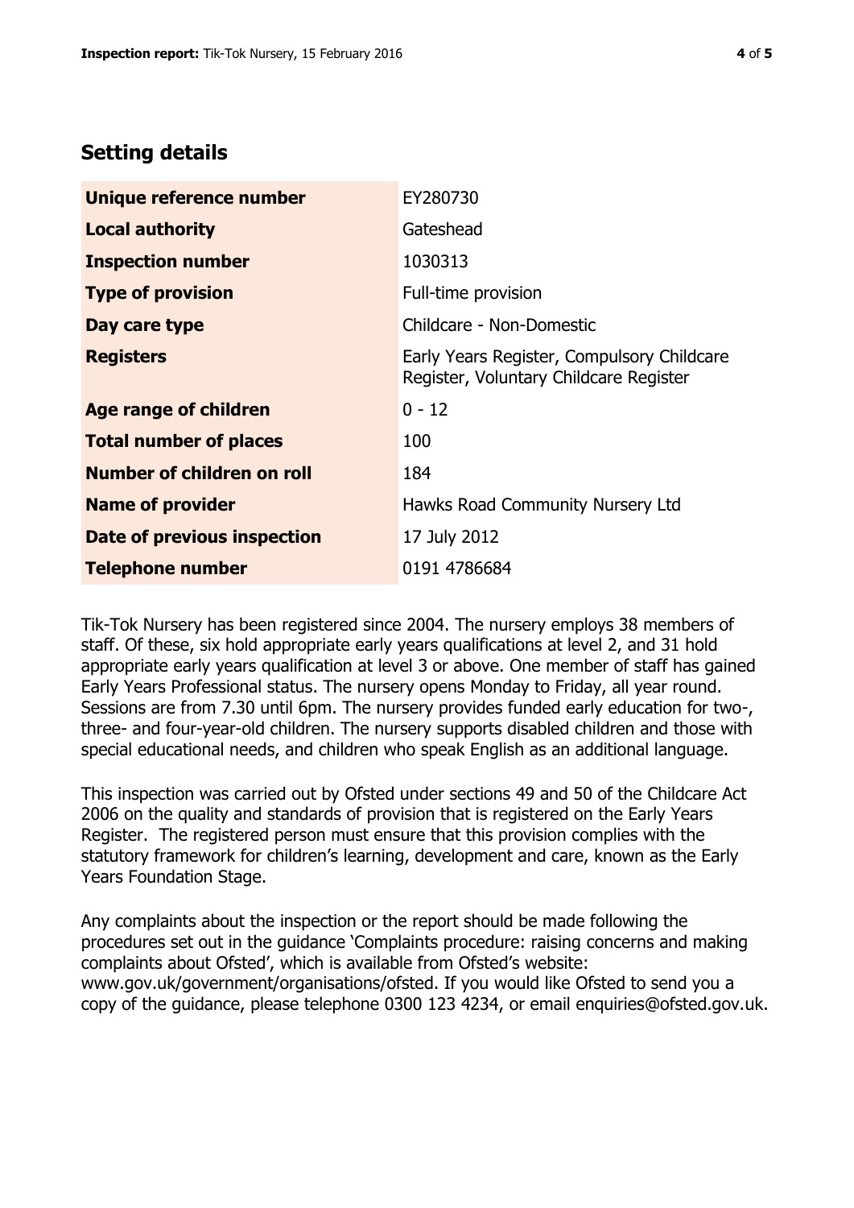## Setting details

| | |
|---|---|
| **Unique reference number** | EY280730 |
| **Local authority** | Gateshead |
| **Inspection number** | 1030313 |
| **Type of provision** | Full-time provision |
| **Day care type** | Childcare - Non-Domestic |
| **Registers** | Early Years Register, Compulsory Childcare Register, Voluntary Childcare Register |
| **Age range of children** | 0 - 12 |
| **Total number of places** | 100 |
| **Number of children on roll** | 184 |
| **Name of provider** | Hawks Road Community Nursery Ltd |
| **Date of previous inspection** | 17 July 2012 |
| **Telephone number** | 0191 4786684 |

Tik-Tok Nursery has been registered since 2004. The nursery employs 38 members of staff. Of these, six hold appropriate early years qualifications at level 2, and 31 hold appropriate early years qualification at level 3 or above. One member of staff has gained Early Years Professional status. The nursery opens Monday to Friday, all year round. Sessions are from 7.30 until 6pm. The nursery provides funded early education for two-, three- and four-year-old children. The nursery supports disabled children and those with special educational needs, and children who speak English as an additional language.

This inspection was carried out by Ofsted under sections 49 and 50 of the Childcare Act 2006 on the quality and standards of provision that is registered on the Early Years Register. The registered person must ensure that this provision complies with the statutory framework for children's learning, development and care, known as the Early Years Foundation Stage.

Any complaints about the inspection or the report should be made following the procedures set out in the guidance 'Complaints procedure: raising concerns and making complaints about Ofsted', which is available from Ofsted's website: www.gov.uk/government/organisations/ofsted. If you would like Ofsted to send you a copy of the guidance, please telephone 0300 123 4234, or email enquiries@ofsted.gov.uk.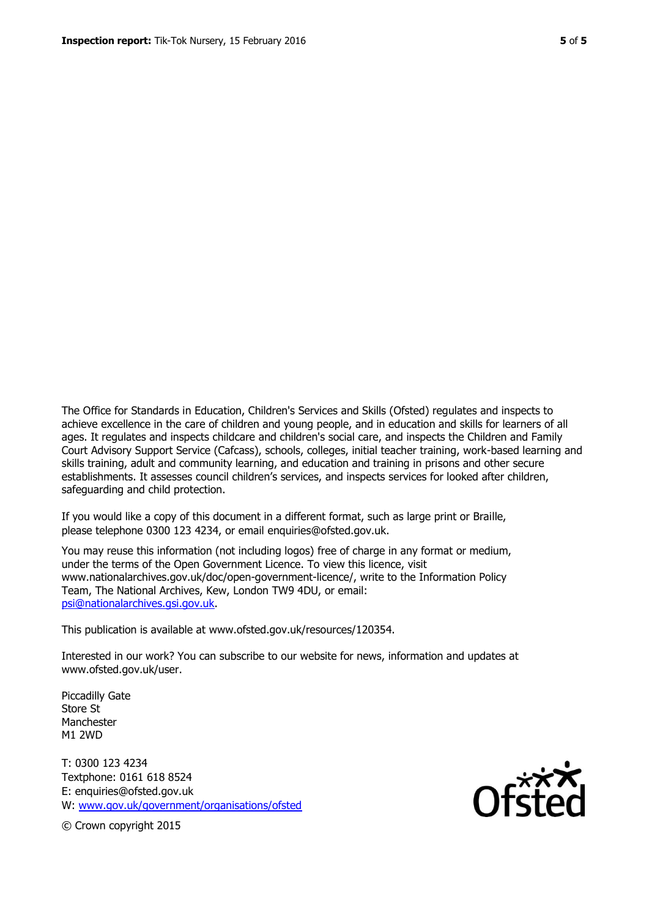The Office for Standards in Education, Children's Services and Skills (Ofsted) regulates and inspects to achieve excellence in the care of children and young people, and in education and skills for learners of all ages. It regulates and inspects childcare and children's social care, and inspects the Children and Family Court Advisory Support Service (Cafcass), schools, colleges, initial teacher training, work-based learning and skills training, adult and community learning, and education and training in prisons and other secure establishments. It assesses council children's services, and inspects services for looked after children, safeguarding and child protection.

If you would like a copy of this document in a different format, such as large print or Braille, please telephone 0300 123 4234, or email enquiries@ofsted.gov.uk.

You may reuse this information (not including logos) free of charge in any format or medium, under the terms of the Open Government Licence. To view this licence, visit www.nationalarchives.gov.uk/doc/open-government-licence/, write to the Information Policy Team, The National Archives, Kew, London TW9 4DU, or email: psi@nationalarchives.gsi.gov.uk.

This publication is available at www.ofsted.gov.uk/resources/120354.

Interested in our work? You can subscribe to our website for news, information and updates at www.ofsted.gov.uk/user.

Piccadilly Gate
Store St
Manchester
M1 2WD

T: 0300 123 4234
Textphone: 0161 618 8524
E: enquiries@ofsted.gov.uk
W: www.gov.uk/government/organisations/ofsted

© Crown copyright 2015